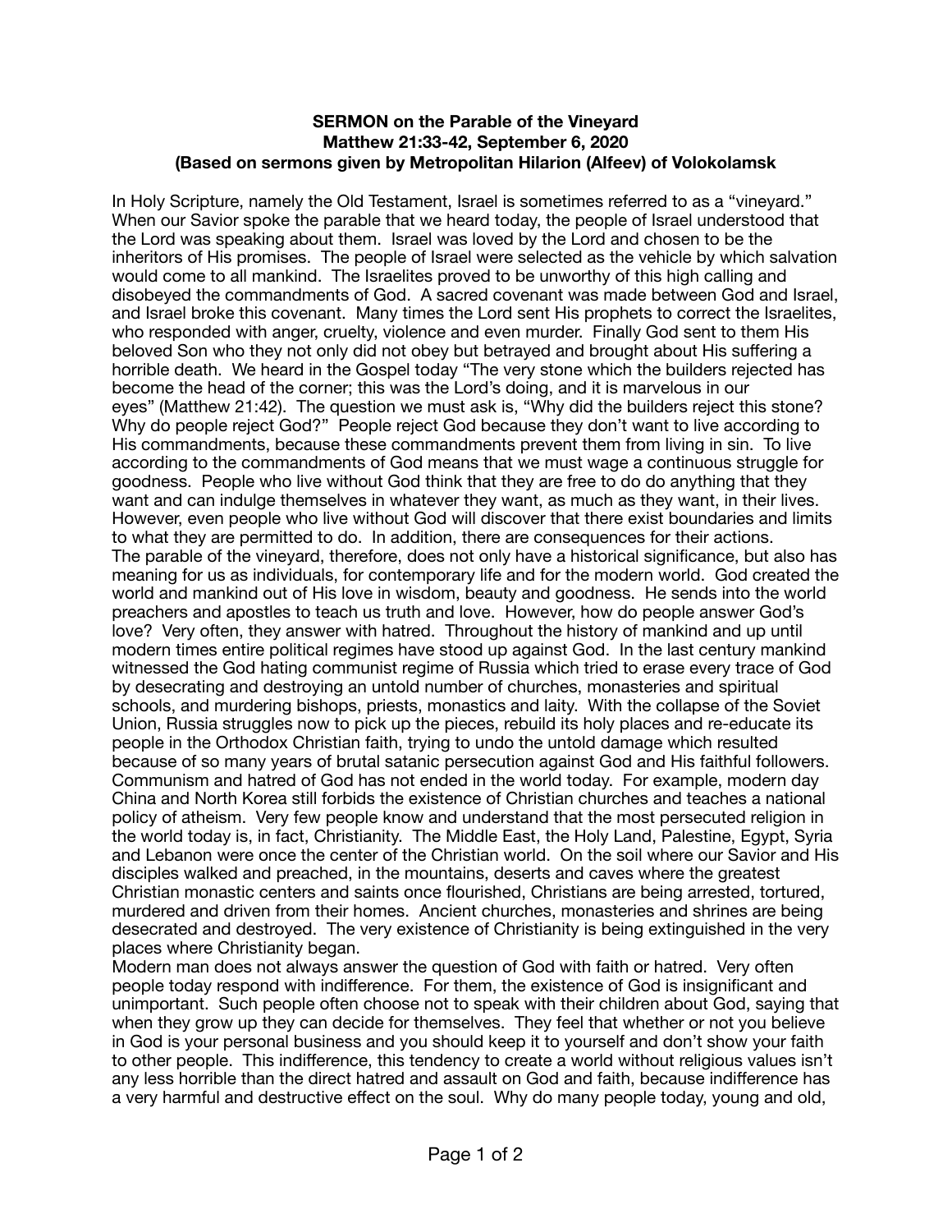**SERMON on the Parable of the Vineyard**
**Matthew 21:33-42, September 6, 2020**
**(Based on sermons given by Metropolitan Hilarion (Alfeev) of Volokolamsk**

In Holy Scripture, namely the Old Testament, Israel is sometimes referred to as a "vineyard." When our Savior spoke the parable that we heard today, the people of Israel understood that the Lord was speaking about them. Israel was loved by the Lord and chosen to be the inheritors of His promises. The people of Israel were selected as the vehicle by which salvation would come to all mankind. The Israelites proved to be unworthy of this high calling and disobeyed the commandments of God. A sacred covenant was made between God and Israel, and Israel broke this covenant. Many times the Lord sent His prophets to correct the Israelites, who responded with anger, cruelty, violence and even murder. Finally God sent to them His beloved Son who they not only did not obey but betrayed and brought about His suffering a horrible death. We heard in the Gospel today "The very stone which the builders rejected has become the head of the corner; this was the Lord's doing, and it is marvelous in our eyes" (Matthew 21:42). The question we must ask is, "Why did the builders reject this stone? Why do people reject God?" People reject God because they don't want to live according to His commandments, because these commandments prevent them from living in sin. To live according to the commandments of God means that we must wage a continuous struggle for goodness. People who live without God think that they are free to do do anything that they want and can indulge themselves in whatever they want, as much as they want, in their lives. However, even people who live without God will discover that there exist boundaries and limits to what they are permitted to do. In addition, there are consequences for their actions.
The parable of the vineyard, therefore, does not only have a historical significance, but also has meaning for us as individuals, for contemporary life and for the modern world. God created the world and mankind out of His love in wisdom, beauty and goodness. He sends into the world preachers and apostles to teach us truth and love. However, how do people answer God's love? Very often, they answer with hatred. Throughout the history of mankind and up until modern times entire political regimes have stood up against God. In the last century mankind witnessed the God hating communist regime of Russia which tried to erase every trace of God by desecrating and destroying an untold number of churches, monasteries and spiritual schools, and murdering bishops, priests, monastics and laity. With the collapse of the Soviet Union, Russia struggles now to pick up the pieces, rebuild its holy places and re-educate its people in the Orthodox Christian faith, trying to undo the untold damage which resulted because of so many years of brutal satanic persecution against God and His faithful followers. Communism and hatred of God has not ended in the world today. For example, modern day China and North Korea still forbids the existence of Christian churches and teaches a national policy of atheism. Very few people know and understand that the most persecuted religion in the world today is, in fact, Christianity. The Middle East, the Holy Land, Palestine, Egypt, Syria and Lebanon were once the center of the Christian world. On the soil where our Savior and His disciples walked and preached, in the mountains, deserts and caves where the greatest Christian monastic centers and saints once flourished, Christians are being arrested, tortured, murdered and driven from their homes. Ancient churches, monasteries and shrines are being desecrated and destroyed. The very existence of Christianity is being extinguished in the very places where Christianity began.
Modern man does not always answer the question of God with faith or hatred. Very often people today respond with indifference. For them, the existence of God is insignificant and unimportant. Such people often choose not to speak with their children about God, saying that when they grow up they can decide for themselves. They feel that whether or not you believe in God is your personal business and you should keep it to yourself and don't show your faith to other people. This indifference, this tendency to create a world without religious values isn't any less horrible than the direct hatred and assault on God and faith, because indifference has a very harmful and destructive effect on the soul. Why do many people today, young and old,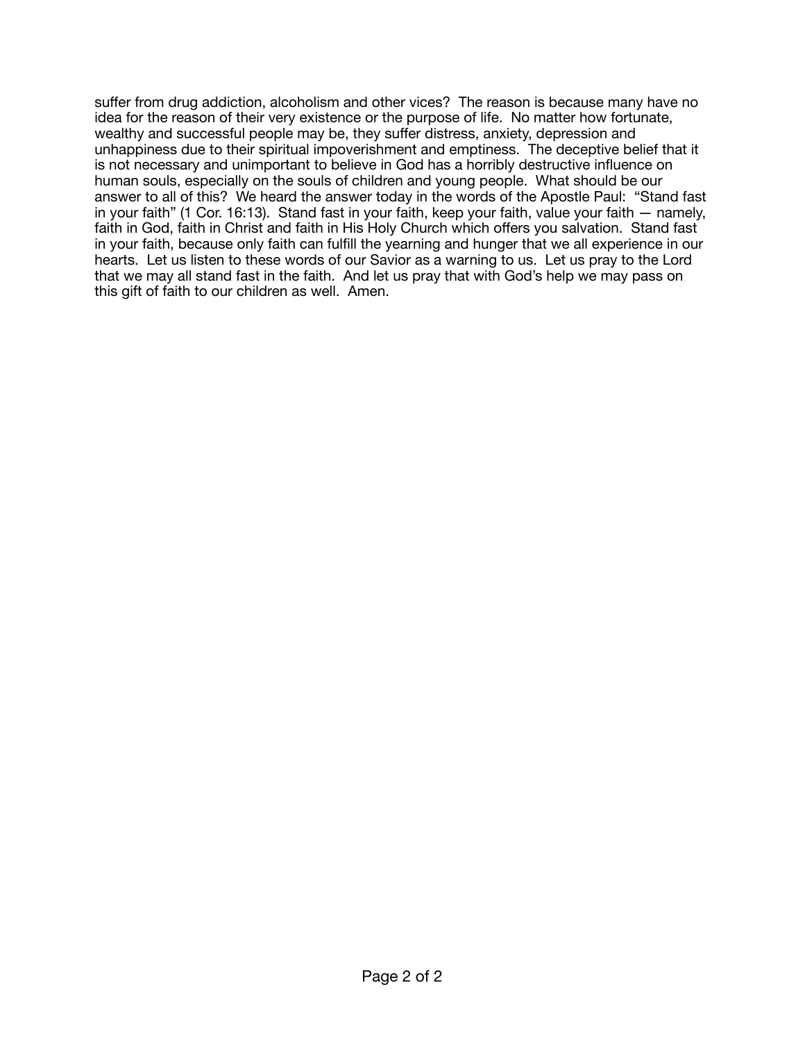suffer from drug addiction, alcoholism and other vices? The reason is because many have no idea for the reason of their very existence or the purpose of life. No matter how fortunate, wealthy and successful people may be, they suffer distress, anxiety, depression and unhappiness due to their spiritual impoverishment and emptiness. The deceptive belief that it is not necessary and unimportant to believe in God has a horribly destructive influence on human souls, especially on the souls of children and young people. What should be our answer to all of this? We heard the answer today in the words of the Apostle Paul: "Stand fast in your faith" (1 Cor. 16:13). Stand fast in your faith, keep your faith, value your faith — namely, faith in God, faith in Christ and faith in His Holy Church which offers you salvation. Stand fast in your faith, because only faith can fulfill the yearning and hunger that we all experience in our hearts. Let us listen to these words of our Savior as a warning to us. Let us pray to the Lord that we may all stand fast in the faith. And let us pray that with God's help we may pass on this gift of faith to our children as well. Amen.